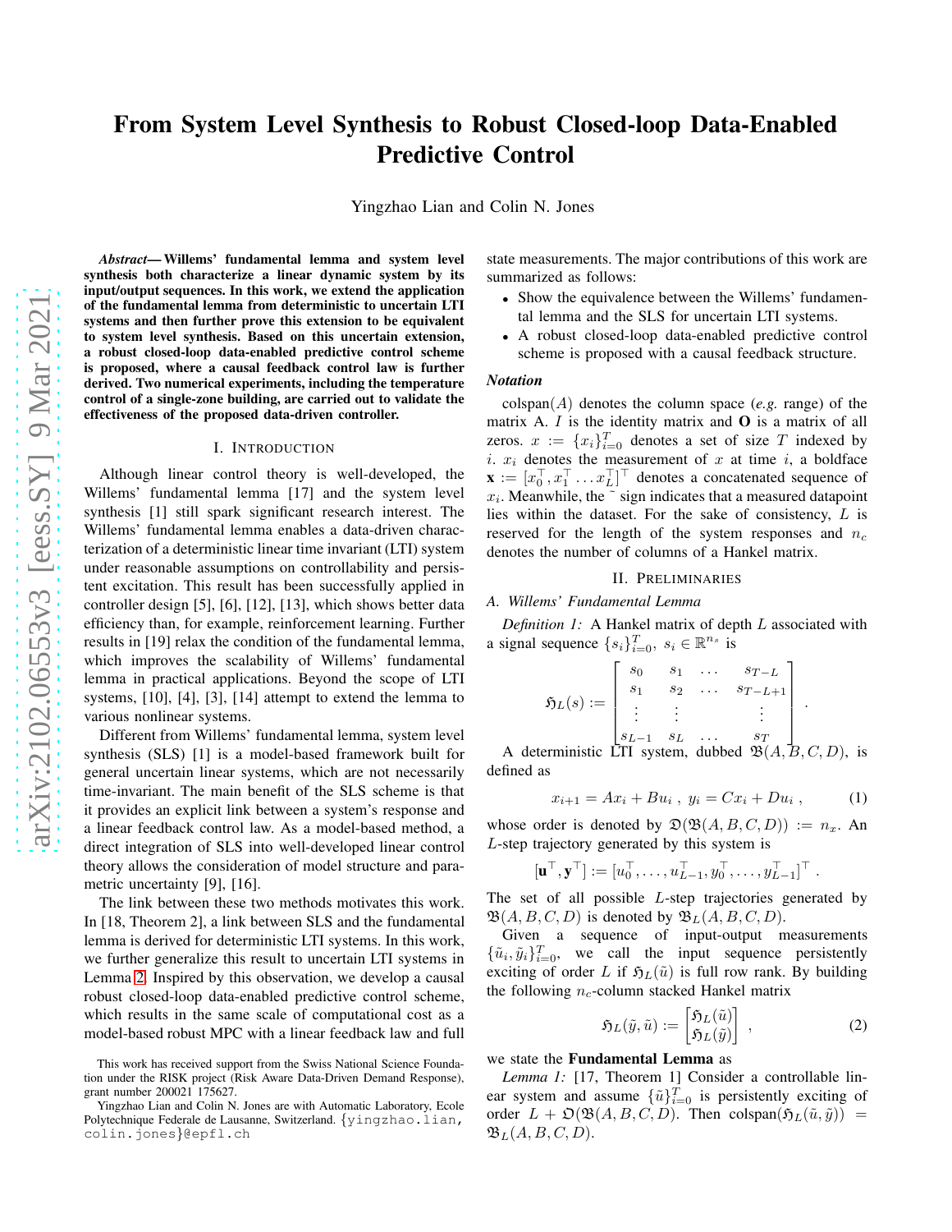# From System Level Synthesis to Robust Closed-loop Data-Enabled Predictive Control

Yingzhao Lian and Colin N. Jones

***Abstract*— Willems' fundamental lemma and system level synthesis both characterize a linear dynamic system by its input/output sequences. In this work, we extend the application of the fundamental lemma from deterministic to uncertain LTI systems and then further prove this extension to be equivalent to system level synthesis. Based on this uncertain extension, a robust closed-loop data-enabled predictive control scheme is proposed, where a causal feedback control law is further derived. Two numerical experiments, including the temperature control of a single-zone building, are carried out to validate the effectiveness of the proposed data-driven controller.**

## I. Introduction

Although linear control theory is well-developed, the Willems' fundamental lemma [17] and the system level synthesis [1] still spark significant research interest. The Willems' fundamental lemma enables a data-driven characterization of a deterministic linear time invariant (LTI) system under reasonable assumptions on controllability and persistent excitation. This result has been successfully applied in controller design [5], [6], [12], [13], which shows better data efficiency than, for example, reinforcement learning. Further results in [19] relax the condition of the fundamental lemma, which improves the scalability of Willems' fundamental lemma in practical applications. Beyond the scope of LTI systems, [10], [4], [3], [14] attempt to extend the lemma to various nonlinear systems.

Different from Willems' fundamental lemma, system level synthesis (SLS) [1] is a model-based framework built for general uncertain linear systems, which are not necessarily time-invariant. The main benefit of the SLS scheme is that it provides an explicit link between a system's response and a linear feedback control law. As a model-based method, a direct integration of SLS into well-developed linear control theory allows the consideration of model structure and parametric uncertainty [9], [16].

The link between these two methods motivates this work. In [18, Theorem 2], a link between SLS and the fundamental lemma is derived for deterministic LTI systems. In this work, we further generalize this result to uncertain LTI systems in Lemma 2. Inspired by this observation, we develop a causal robust closed-loop data-enabled predictive control scheme, which results in the same scale of computational cost as a model-based robust MPC with a linear feedback law and full state measurements. The major contributions of this work are summarized as follows:

- Show the equivalence between the Willems' fundamental lemma and the SLS for uncertain LTI systems.
- A robust closed-loop data-enabled predictive control scheme is proposed with a causal feedback structure.

### *Notation*

colspan$(A)$ denotes the column space (*e.g.* range) of the matrix A. $I$ is the identity matrix and $\mathbf{O}$ is a matrix of all zeros. $x := \{x_i\}_{i=0}^T$ denotes a set of size $T$ indexed by $i$. $x_i$ denotes the measurement of $x$ at time $i$, a boldface $\mathbf{x} := [x_0^\top, x_1^\top \dots x_L^\top]^\top$ denotes a concatenated sequence of $x_i$. Meanwhile, the $\tilde{}$ sign indicates that a measured datapoint lies within the dataset. For the sake of consistency, $L$ is reserved for the length of the system responses and $n_c$ denotes the number of columns of a Hankel matrix.

## II. Preliminaries

### *A. Willems' Fundamental Lemma*

*Definition 1:* A Hankel matrix of depth $L$ associated with a signal sequence $\{s_i\}_{i=0}^T,\ s_i \in \mathbb{R}^{n_s}$ is

$$\mathfrak{H}_L(s) := \begin{bmatrix} s_0 & s_1 & \dots & s_{T-L} \\ s_1 & s_2 & \dots & s_{T-L+1} \\ \vdots & \vdots & & \vdots \\ s_{L-1} & s_L & \dots & s_T \end{bmatrix} .$$

A deterministic LTI system, dubbed $\mathfrak{B}(A, B, C, D)$, is defined as

$$x_{i+1} = Ax_i + Bu_i \ ,\ y_i = Cx_i + Du_i \ , \tag{1}$$

whose order is denoted by $\mathfrak{O}(\mathfrak{B}(A, B, C, D)) := n_x$. An $L$-step trajectory generated by this system is

$$[\mathbf{u}^\top, \mathbf{y}^\top] := [u_0^\top, \dots, u_{L-1}^\top, y_0^\top, \dots, y_{L-1}^\top]^\top .$$

The set of all possible $L$-step trajectories generated by $\mathfrak{B}(A, B, C, D)$ is denoted by $\mathfrak{B}_L(A, B, C, D)$.

Given a sequence of input-output measurements $\{\tilde{u}_i, \tilde{y}_i\}_{i=0}^T$, we call the input sequence persistently exciting of order $L$ if $\mathfrak{H}_L(\tilde{u})$ is full row rank. By building the following $n_c$-column stacked Hankel matrix

$$\mathfrak{H}_L(\tilde{y}, \tilde{u}) := \begin{bmatrix} \mathfrak{H}_L(\tilde{u}) \\ \mathfrak{H}_L(\tilde{y}) \end{bmatrix} \ , \tag{2}$$

we state the **Fundamental Lemma** as

*Lemma 1:* [17, Theorem 1] Consider a controllable linear system and assume $\{\tilde{u}\}_{i=0}^T$ is persistently exciting of order $L + \mathfrak{O}(\mathfrak{B}(A, B, C, D))$. Then colspan$(\mathfrak{H}_L(\tilde{u}, \tilde{y})) = \mathfrak{B}_L(A, B, C, D)$.

This work has received support from the Swiss National Science Foundation under the RISK project (Risk Aware Data-Driven Demand Response), grant number 200021 175627.

Yingzhao Lian and Colin N. Jones are with Automatic Laboratory, Ecole Polytechnique Federale de Lausanne, Switzerland. {yingzhao.lian, colin.jones}@epfl.ch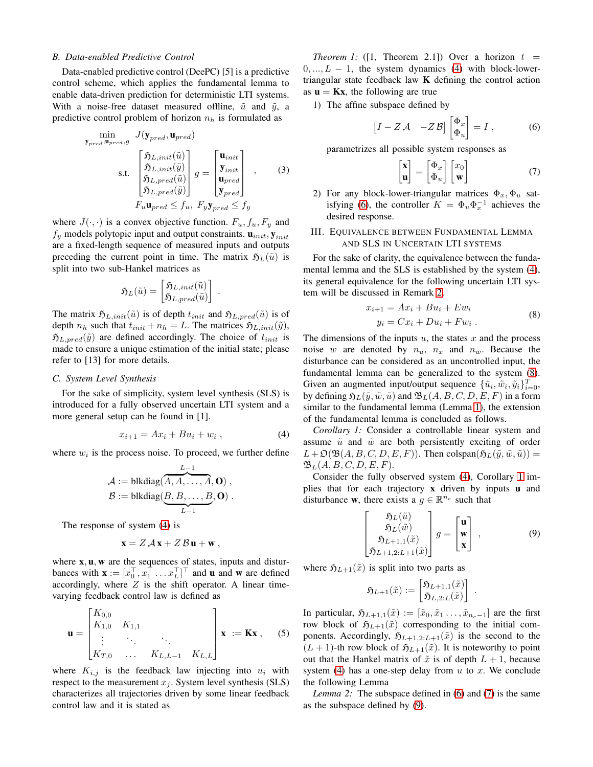### B. Data-enabled Predictive Control

Data-enabled predictive control (DeePC) [5] is a predictive control scheme, which applies the fundamental lemma to enable data-driven prediction for deterministic LTI systems. With a noise-free dataset measured offline, $\tilde{u}$ and $\tilde{y}$, a predictive control problem of horizon $n_h$ is formulated as

$$
\begin{aligned}
\min_{\mathbf{y}_{pred},\mathbf{u}_{pred},g} \quad & J(\mathbf{y}_{pred},\mathbf{u}_{pred}) \\
\text{s.t.} \quad & \begin{bmatrix} \mathfrak{H}_{L,init}(\tilde{u}) \\ \mathfrak{H}_{L,init}(\tilde{y}) \\ \mathfrak{H}_{L,pred}(\tilde{u}) \\ \mathfrak{H}_{L,pred}(\tilde{y}) \end{bmatrix} g = \begin{bmatrix} \mathbf{u}_{init} \\ \mathbf{y}_{init} \\ \mathbf{u}_{pred} \\ \mathbf{y}_{pred} \end{bmatrix} \quad , \\
& F_u \mathbf{u}_{pred} \leq f_u,\ F_y \mathbf{y}_{pred} \leq f_y
\end{aligned} \tag{3}
$$

where $J(\cdot,\cdot)$ is a convex objective function. $F_u, f_u, F_y$ and $f_y$ models polytopic input and output constraints. $\mathbf{u}_{init}, \mathbf{y}_{init}$ are a fixed-length sequence of measured inputs and outputs preceding the current point in time. The matrix $\mathfrak{H}_L(\tilde{u})$ is split into two sub-Hankel matrices as

$$
\mathfrak{H}_L(\tilde{u}) = \begin{bmatrix} \mathfrak{H}_{L,init}(\tilde{u}) \\ \mathfrak{H}_{L,pred}(\tilde{u}) \end{bmatrix} .
$$

The matrix $\mathfrak{H}_{L,init}(\tilde{u})$ is of depth $t_{init}$ and $\mathfrak{H}_{L,pred}(\tilde{u})$ is of depth $n_h$ such that $t_{init} + n_h = L$. The matrices $\mathfrak{H}_{L,init}(\tilde{y})$, $\mathfrak{H}_{L,pred}(\tilde{y})$ are defined accordingly. The choice of $t_{init}$ is made to ensure a unique estimation of the initial state; please refer to [13] for more details.

### C. System Level Synthesis

For the sake of simplicity, system level synthesis (SLS) is introduced for a fully observed uncertain LTI system and a more general setup can be found in [1].

$$
x_{i+1} = A x_i + B u_i + w_i \ , \tag{4}
$$

where $w_i$ is the process noise. To proceed, we further define

$$
\begin{aligned}
\mathcal{A} &:= \text{blkdiag}(\overbrace{A, A, \ldots, A}^{L-1}, \mathbf{O}) \ , \\
\mathcal{B} &:= \text{blkdiag}(\underbrace{B, B, \ldots, B}_{L-1}, \mathbf{O}) \ .
\end{aligned}
$$

The response of system (4) is

$$
\mathbf{x} = Z\mathcal{A}\mathbf{x} + Z\mathcal{B}\mathbf{u} + \mathbf{w} \ ,
$$

where $\mathbf{x}, \mathbf{u}, \mathbf{w}$ are the sequences of states, inputs and disturbances with $\mathbf{x} := [x_0^\top, x_1^\top \ldots x_L^\top]^\top$ and $\mathbf{u}$ and $\mathbf{w}$ are defined accordingly, where $Z$ is the shift operator. A linear time-varying feedback control law is defined as

$$
\mathbf{u} = \begin{bmatrix} K_{0,0} & & & \\ K_{1,0} & K_{1,1} & & \\ \vdots & \ddots & \ddots & \\ K_{T,0} & \ldots & K_{L,L-1} & K_{L,L} \end{bmatrix} \mathbf{x} \ := \mathbf{K}\mathbf{x} \ , \tag{5}
$$

where $K_{i,j}$ is the feedback law injecting into $u_i$ with respect to the measurement $x_j$. System level synthesis (SLS) characterizes all trajectories driven by some linear feedback control law and it is stated as

*Theorem 1:* ([1, Theorem 2.1]) Over a horizon $t = 0, \ldots, L-1$, the system dynamics (4) with block-lower-triangular state feedback law $\mathbf{K}$ defining the control action as $\mathbf{u} = \mathbf{K}\mathbf{x}$, the following are true

1) The affine subspace defined by

$$
\begin{bmatrix} I - Z\mathcal{A} & -Z\mathcal{B} \end{bmatrix} \begin{bmatrix} \Phi_x \\ \Phi_u \end{bmatrix} = I \ , \tag{6}
$$

parametrizes all possible system responses as

$$
\begin{bmatrix} \mathbf{x} \\ \mathbf{u} \end{bmatrix} = \begin{bmatrix} \Phi_x \\ \Phi_u \end{bmatrix} \begin{bmatrix} x_0 \\ \mathbf{w} \end{bmatrix} \tag{7}
$$

2) For any block-lower-triangular matrices $\Phi_x, \Phi_u$ satisfying (6), the controller $K = \Phi_u \Phi_x^{-1}$ achieves the desired response.

## III. Equivalence between Fundamental Lemma and SLS in Uncertain LTI Systems

For the sake of clarity, the equivalence between the fundamental lemma and the SLS is established by the system (4), its general equivalence for the following uncertain LTI system will be discussed in Remark 2.

$$
\begin{aligned}
x_{i+1} &= A x_i + B u_i + E w_i \\
y_i &= C x_i + D u_i + F w_i \ .
\end{aligned} \tag{8}
$$

The dimensions of the inputs $u$, the states $x$ and the process noise $w$ are denoted by $n_u$, $n_x$ and $n_w$. Because the disturbance can be considered as an uncontrolled input, the fundamental lemma can be generalized to the system (8). Given an augmented input/output sequence $\{\tilde{u}_i, \tilde{w}_i, \tilde{y}_i\}_{i=0}^T$, by defining $\mathfrak{H}_L(\tilde{y}, \tilde{w}, \tilde{u})$ and $\mathfrak{B}_L(A,B,C,D,E,F)$ in a form similar to the fundamental lemma (Lemma 1), the extension of the fundamental lemma is concluded as follows.

*Corollary 1:* Consider a controllable linear system and assume $\tilde{u}$ and $\tilde{w}$ are both persistently exciting of order $L + \mathfrak{O}(\mathfrak{B}(A,B,C,D,E,F))$. Then $\text{colspan}(\mathfrak{H}_L(\tilde{y}, \tilde{w}, \tilde{u})) = \mathfrak{B}_L(A,B,C,D,E,F)$.

Consider the fully observed system (4), Corollary 1 implies that for each trajectory $\mathbf{x}$ driven by inputs $\mathbf{u}$ and disturbance $\mathbf{w}$, there exists a $g \in \mathbb{R}^{n_c}$ such that

$$
\begin{bmatrix} \mathfrak{H}_L(\tilde{u}) \\ \mathfrak{H}_L(\tilde{w}) \\ \mathfrak{H}_{L+1,1}(\tilde{x}) \\ \mathfrak{H}_{L+1,2:L+1}(\tilde{x}) \end{bmatrix} g = \begin{bmatrix} \mathbf{u} \\ \mathbf{w} \\ \mathbf{x} \end{bmatrix} \ , \tag{9}
$$

where $\mathfrak{H}_{L+1}(\tilde{x})$ is split into two parts as

$$
\mathfrak{H}_{L+1}(\tilde{x}) := \begin{bmatrix} \mathfrak{H}_{L+1,1}(\tilde{x}) \\ \mathfrak{H}_{L,2:L}(\tilde{x}) \end{bmatrix} .
$$

In particular, $\mathfrak{H}_{L+1,1}(\tilde{x}) := [\tilde{x}_0, \tilde{x}_1 \ldots, \tilde{x}_{n_c-1}]$ are the first row block of $\mathfrak{H}_{L+1}(\tilde{x})$ corresponding to the initial components. Accordingly, $\mathfrak{H}_{L+1,2:L+1}(\tilde{x})$ is the second to the $(L+1)$-th row block of $\mathfrak{H}_{L+1}(\tilde{x})$. It is noteworthy to point out that the Hankel matrix of $\tilde{x}$ is of depth $L+1$, because system (4) has a one-step delay from $u$ to $x$. We conclude the following Lemma

*Lemma 2:* The subspace defined in (6) and (7) is the same as the subspace defined by (9).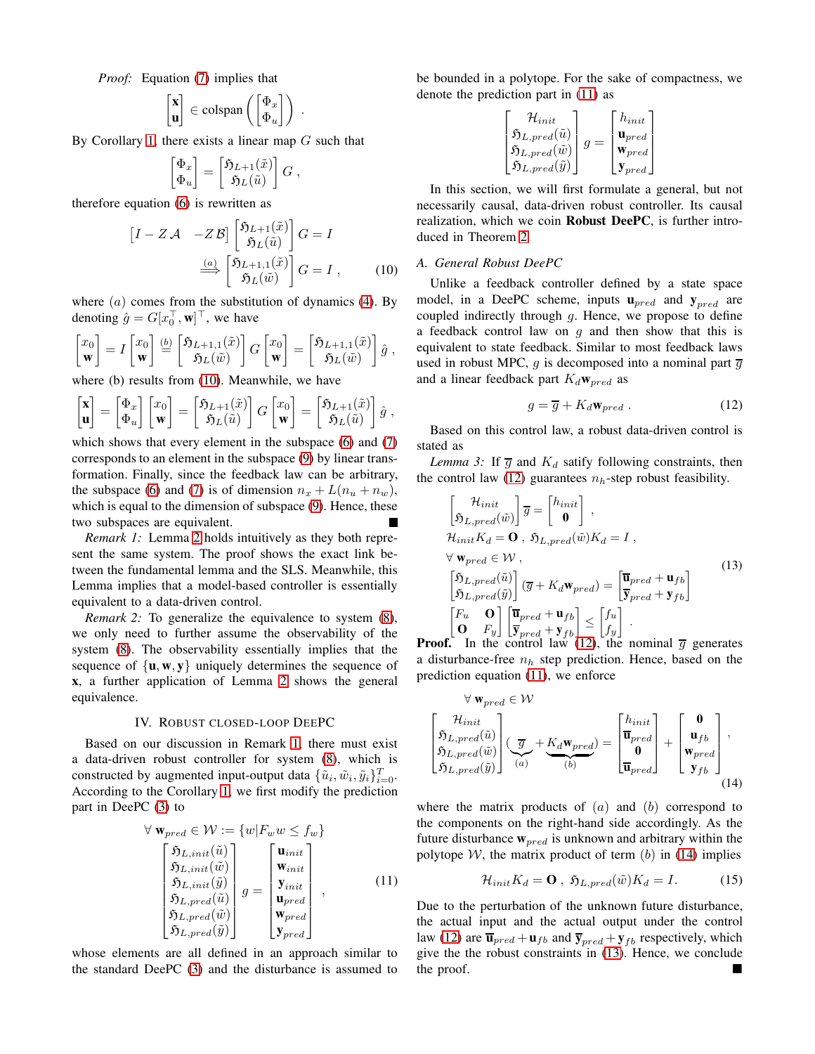*Proof:* Equation (7) implies that

$$\begin{bmatrix}\mathbf{x}\\ \mathbf{u}\end{bmatrix} \in \text{colspan}\left(\begin{bmatrix}\Phi_x\\ \Phi_u\end{bmatrix}\right) .$$

By Corollary 1, there exists a linear map $G$ such that

$$\begin{bmatrix}\Phi_x\\ \Phi_u\end{bmatrix} = \begin{bmatrix}\mathfrak{H}_{L+1}(\tilde{x})\\ \mathfrak{H}_L(\tilde{u})\end{bmatrix} G ,$$

therefore equation (6) is rewritten as

$$\begin{aligned}
&\begin{bmatrix} I - Z\mathcal{A} & -Z\mathcal{B}\end{bmatrix}\begin{bmatrix}\mathfrak{H}_{L+1}(\tilde{x})\\ \mathfrak{H}_L(\tilde{u})\end{bmatrix} G = I \\
&\overset{(a)}{\Longrightarrow} \begin{bmatrix}\mathfrak{H}_{L+1,1}(\tilde{x})\\ \mathfrak{H}_L(\tilde{w})\end{bmatrix} G = I , \qquad (10)
\end{aligned}$$

where $(a)$ comes from the substitution of dynamics (4). By denoting $\hat{g} = G[x_0^\top, \mathbf{w}]^\top$, we have

$$\begin{bmatrix}x_0\\ \mathbf{w}\end{bmatrix} = I\begin{bmatrix}x_0\\ \mathbf{w}\end{bmatrix} \overset{(b)}{=} \begin{bmatrix}\mathfrak{H}_{L+1,1}(\tilde{x})\\ \mathfrak{H}_L(\tilde{w})\end{bmatrix} G \begin{bmatrix}x_0\\ \mathbf{w}\end{bmatrix} = \begin{bmatrix}\mathfrak{H}_{L+1,1}(\tilde{x})\\ \mathfrak{H}_L(\tilde{w})\end{bmatrix} \hat{g} ,$$

where (b) results from (10). Meanwhile, we have

$$\begin{bmatrix}\mathbf{x}\\ \mathbf{u}\end{bmatrix} = \begin{bmatrix}\Phi_x\\ \Phi_u\end{bmatrix}\begin{bmatrix}x_0\\ \mathbf{w}\end{bmatrix} = \begin{bmatrix}\mathfrak{H}_{L+1}(\tilde{x})\\ \mathfrak{H}_L(\tilde{u})\end{bmatrix} G \begin{bmatrix}x_0\\ \mathbf{w}\end{bmatrix} = \begin{bmatrix}\mathfrak{H}_{L+1}(\tilde{x})\\ \mathfrak{H}_L(\tilde{u})\end{bmatrix} \hat{g} ,$$

which shows that every element in the subspace (6) and (7) corresponds to an element in the subspace (9) by linear transformation. Finally, since the feedback law can be arbitrary, the subspace (6) and (7) is of dimension $n_x + L(n_u + n_w)$, which is equal to the dimension of subspace (9). Hence, these two subspaces are equivalent. ∎

*Remark 1:* Lemma 2 holds intuitively as they both represent the same system. The proof shows the exact link between the fundamental lemma and the SLS. Meanwhile, this Lemma implies that a model-based controller is essentially equivalent to a data-driven control.

*Remark 2:* To generalize the equivalence to system (8), we only need to further assume the observability of the system (8). The observability essentially implies that the sequence of $\{\mathbf{u}, \mathbf{w}, \mathbf{y}\}$ uniquely determines the sequence of $\mathbf{x}$, a further application of Lemma 2 shows the general equivalence.

## IV. Robust closed-loop DeePC

Based on our discussion in Remark 1, there must exist a data-driven robust controller for system (8), which is constructed by augmented input-output data $\{\tilde{u}_i, \tilde{w}_i, \tilde{y}_i\}_{i=0}^T$. According to the Corollary 1, we first modify the prediction part in DeePC (3) to

$$\forall\, \mathbf{w}_{pred} \in \mathcal{W} := \{w | F_w w \leq f_w\}$$
$$\begin{bmatrix}\mathfrak{H}_{L,init}(\tilde{u})\\ \mathfrak{H}_{L,init}(\tilde{w})\\ \mathfrak{H}_{L,init}(\tilde{y})\\ \mathfrak{H}_{L,pred}(\tilde{u})\\ \mathfrak{H}_{L,pred}(\tilde{w})\\ \mathfrak{H}_{L,pred}(\tilde{y})\end{bmatrix} g = \begin{bmatrix}\mathbf{u}_{init}\\ \mathbf{w}_{init}\\ \mathbf{y}_{init}\\ \mathbf{u}_{pred}\\ \mathbf{w}_{pred}\\ \mathbf{y}_{pred}\end{bmatrix} , \qquad (11)$$

whose elements are all defined in an approach similar to the standard DeePC (3) and the disturbance is assumed to be bounded in a polytope. For the sake of compactness, we denote the prediction part in (11) as

$$\begin{bmatrix}\mathcal{H}_{init}\\ \mathfrak{H}_{L,pred}(\tilde{u})\\ \mathfrak{H}_{L,pred}(\tilde{w})\\ \mathfrak{H}_{L,pred}(\tilde{y})\end{bmatrix} g = \begin{bmatrix}h_{init}\\ \mathbf{u}_{pred}\\ \mathbf{w}_{pred}\\ \mathbf{y}_{pred}\end{bmatrix}$$

In this section, we will first formulate a general, but not necessarily causal, data-driven robust controller. Its causal realization, which we coin **Robust DeePC**, is further introduced in Theorem 2.

### A. General Robust DeePC

Unlike a feedback controller defined by a state space model, in a DeePC scheme, inputs $\mathbf{u}_{pred}$ and $\mathbf{y}_{pred}$ are coupled indirectly through $g$. Hence, we propose to define a feedback control law on $g$ and then show that this is equivalent to state feedback. Similar to most feedback laws used in robust MPC, $g$ is decomposed into a nominal part $\overline{g}$ and a linear feedback part $K_d \mathbf{w}_{pred}$ as

$$g = \overline{g} + K_d \mathbf{w}_{pred} . \qquad (12)$$

Based on this control law, a robust data-driven control is stated as

*Lemma 3:* If $\overline{g}$ and $K_d$ satisfy following constraints, then the control law (12) guarantees $n_h$-step robust feasibility.

$$\begin{aligned}
&\begin{bmatrix}\mathcal{H}_{init}\\ \mathfrak{H}_{L,pred}(\tilde{w})\end{bmatrix}\overline{g} = \begin{bmatrix}h_{init}\\ \mathbf{0}\end{bmatrix} ,\\
&\mathcal{H}_{init} K_d = \mathbf{O} ,\ \mathfrak{H}_{L,pred}(\tilde{w}) K_d = I ,\\
&\forall\, \mathbf{w}_{pred} \in \mathcal{W} ,\\
&\begin{bmatrix}\mathfrak{H}_{L,pred}(\tilde{u})\\ \mathfrak{H}_{L,pred}(\tilde{y})\end{bmatrix}(\overline{g} + K_d\mathbf{w}_{pred}) = \begin{bmatrix}\overline{\mathbf{u}}_{pred} + \mathbf{u}_{fb}\\ \overline{\mathbf{y}}_{pred} + \mathbf{y}_{fb}\end{bmatrix}\\
&\begin{bmatrix}F_u & \mathbf{O}\\ \mathbf{O} & F_y\end{bmatrix}\begin{bmatrix}\overline{\mathbf{u}}_{pred} + \mathbf{u}_{fb}\\ \overline{\mathbf{y}}_{pred} + \mathbf{y}_{fb}\end{bmatrix} \leq \begin{bmatrix}f_u\\ f_y\end{bmatrix} .
\end{aligned} \qquad (13)$$

**Proof.** In the control law (12), the nominal $\overline{g}$ generates a disturbance-free $n_h$ step prediction. Hence, based on the prediction equation (11), we enforce

$$\forall\, \mathbf{w}_{pred} \in \mathcal{W}$$
$$\begin{bmatrix}\mathcal{H}_{init}\\ \mathfrak{H}_{L,pred}(\tilde{u})\\ \mathfrak{H}_{L,pred}(\tilde{w})\\ \mathfrak{H}_{L,pred}(\tilde{y})\end{bmatrix}(\underbrace{\overline{g}}_{(a)} + \underbrace{K_d\mathbf{w}_{pred}}_{(b)}) = \begin{bmatrix}h_{init}\\ \overline{\mathbf{u}}_{pred}\\ \mathbf{0}\\ \overline{\mathbf{u}}_{pred}\end{bmatrix} + \begin{bmatrix}\mathbf{0}\\ \mathbf{u}_{fb}\\ \mathbf{w}_{pred}\\ \mathbf{y}_{fb}\end{bmatrix} , \qquad (14)$$

where the matrix products of $(a)$ and $(b)$ correspond to the components on the right-hand side accordingly. As the future disturbance $\mathbf{w}_{pred}$ is unknown and arbitrary within the polytope $\mathcal{W}$, the matrix product of term $(b)$ in (14) implies

$$\mathcal{H}_{init} K_d = \mathbf{O} ,\ \mathfrak{H}_{L,pred}(\tilde{w}) K_d = I. \qquad (15)$$

Due to the perturbation of the unknown future disturbance, the actual input and the actual output under the control law (12) are $\overline{\mathbf{u}}_{pred} + \mathbf{u}_{fb}$ and $\overline{\mathbf{y}}_{pred} + \mathbf{y}_{fb}$ respectively, which give the the robust constraints in (13). Hence, we conclude the proof. ∎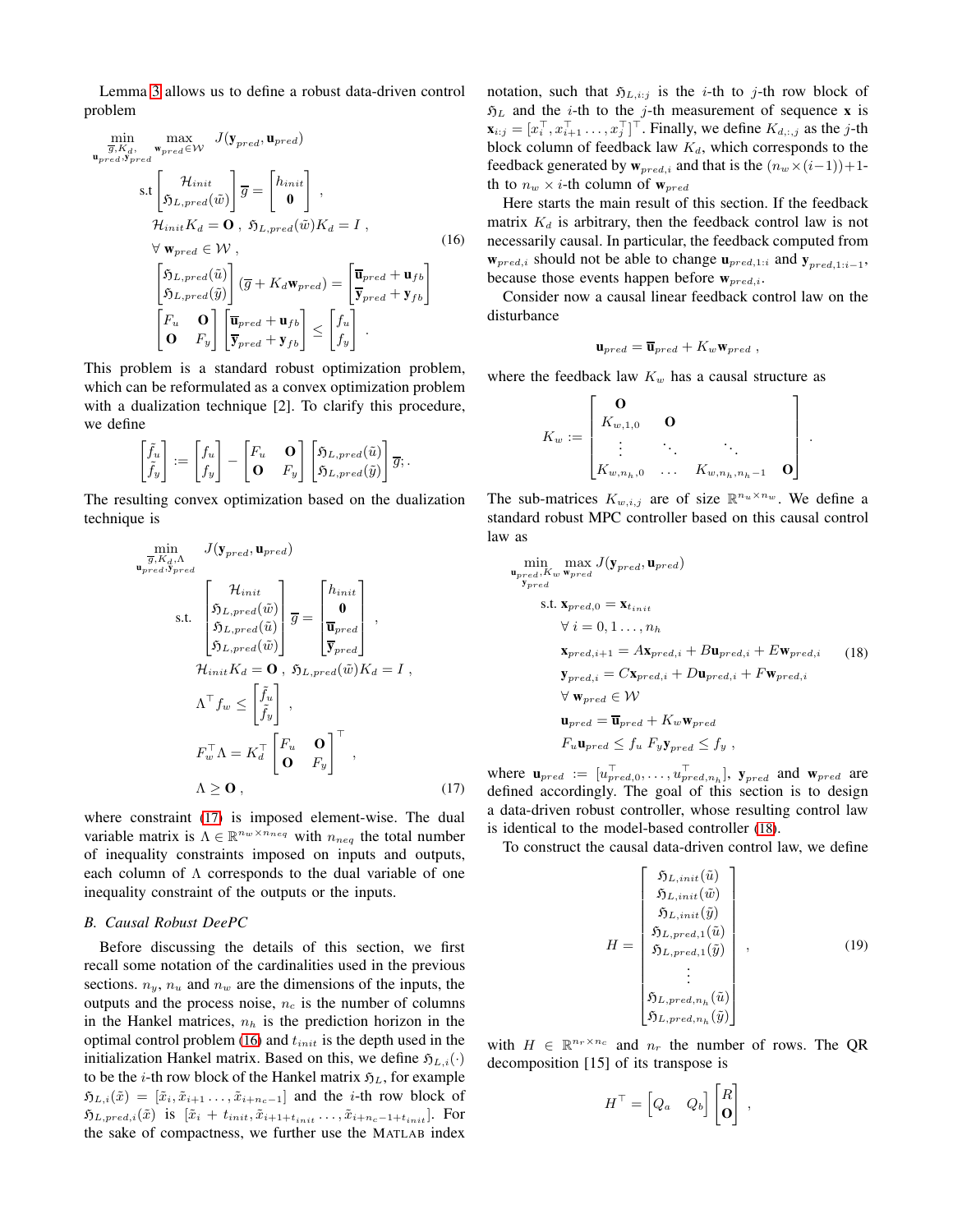Lemma 3 allows us to define a robust data-driven control problem

$$
\begin{aligned}
\min_{\substack{\overline{g}, K_d,\\ \mathbf{u}_{pred}, \mathbf{y}_{pred}}} \quad & \max_{\mathbf{w}_{pred} \in \mathcal{W}} \quad J(\mathbf{y}_{pred}, \mathbf{u}_{pred}) \\
\text{s.t} \quad & \begin{bmatrix} \mathcal{H}_{init} \\ \mathfrak{H}_{L,pred}(\tilde{w}) \end{bmatrix} \overline{g} = \begin{bmatrix} h_{init} \\ \mathbf{0} \end{bmatrix} , \\
& \mathcal{H}_{init} K_d = \mathbf{O} \; , \; \mathfrak{H}_{L,pred}(\tilde{w}) K_d = I \; , \\
& \forall \, \mathbf{w}_{pred} \in \mathcal{W} \; , \\
& \begin{bmatrix} \mathfrak{H}_{L,pred}(\tilde{u}) \\ \mathfrak{H}_{L,pred}(\tilde{y}) \end{bmatrix} (\overline{g} + K_d \mathbf{w}_{pred}) = \begin{bmatrix} \overline{\mathbf{u}}_{pred} + \mathbf{u}_{fb} \\ \overline{\mathbf{y}}_{pred} + \mathbf{y}_{fb} \end{bmatrix} \\
& \begin{bmatrix} F_u & \mathbf{O} \\ \mathbf{O} & F_y \end{bmatrix} \begin{bmatrix} \overline{\mathbf{u}}_{pred} + \mathbf{u}_{fb} \\ \overline{\mathbf{y}}_{pred} + \mathbf{y}_{fb} \end{bmatrix} \leq \begin{bmatrix} f_u \\ f_y \end{bmatrix} .
\end{aligned} \tag{16}
$$

This problem is a standard robust optimization problem, which can be reformulated as a convex optimization problem with a dualization technique [2]. To clarify this procedure, we define

$$
\begin{bmatrix} \tilde{f}_u \\ \tilde{f}_y \end{bmatrix} := \begin{bmatrix} f_u \\ f_y \end{bmatrix} - \begin{bmatrix} F_u & \mathbf{O} \\ \mathbf{O} & F_y \end{bmatrix} \begin{bmatrix} \mathfrak{H}_{L,pred}(\tilde{u}) \\ \mathfrak{H}_{L,pred}(\tilde{y}) \end{bmatrix} \overline{g}; .
$$

The resulting convex optimization based on the dualization technique is

$$
\begin{aligned}
\min_{\substack{\overline{g}, K_d, \Lambda\\ \mathbf{u}_{pred}, \mathbf{y}_{pred}}} \quad & J(\mathbf{y}_{pred}, \mathbf{u}_{pred}) \\
\text{s.t.} \quad & \begin{bmatrix} \mathcal{H}_{init} \\ \mathfrak{H}_{L,pred}(\tilde{w}) \\ \mathfrak{H}_{L,pred}(\tilde{u}) \\ \mathfrak{H}_{L,pred}(\tilde{w}) \end{bmatrix} \overline{g} = \begin{bmatrix} h_{init} \\ \mathbf{0} \\ \overline{\mathbf{u}}_{pred} \\ \overline{\mathbf{y}}_{pred} \end{bmatrix} , \\
& \mathcal{H}_{init} K_d = \mathbf{O} \; , \; \mathfrak{H}_{L,pred}(\tilde{w}) K_d = I \; , \\
& \Lambda^\top f_w \leq \begin{bmatrix} \tilde{f}_u \\ \tilde{f}_y \end{bmatrix} , \\
& F_w^\top \Lambda = K_d^\top \begin{bmatrix} F_u & \mathbf{O} \\ \mathbf{O} & F_y \end{bmatrix}^\top , \\
& \Lambda \geq \mathbf{O} \; ,
\end{aligned} \tag{17}
$$

where constraint (17) is imposed element-wise. The dual variable matrix is $\Lambda \in \mathbb{R}^{n_w \times n_{neq}}$ with $n_{neq}$ the total number of inequality constraints imposed on inputs and outputs, each column of $\Lambda$ corresponds to the dual variable of one inequality constraint of the outputs or the inputs.

### B. Causal Robust DeePC

Before discussing the details of this section, we first recall some notation of the cardinalities used in the previous sections. $n_y$, $n_u$ and $n_w$ are the dimensions of the inputs, the outputs and the process noise, $n_c$ is the number of columns in the Hankel matrices, $n_h$ is the prediction horizon in the optimal control problem (16) and $t_{init}$ is the depth used in the initialization Hankel matrix. Based on this, we define $\mathfrak{H}_{L,i}(\cdot)$ to be the $i$-th row block of the Hankel matrix $\mathfrak{H}_L$, for example $\mathfrak{H}_{L,i}(\tilde{x}) = [\tilde{x}_i, \tilde{x}_{i+1} \ldots, \tilde{x}_{i+n_c-1}]$ and the $i$-th row block of $\mathfrak{H}_{L,pred,i}(\tilde{x})$ is $[\tilde{x}_i + t_{init}, \tilde{x}_{i+1+t_{init}} \ldots, \tilde{x}_{i+n_c-1+t_{init}}]$. For the sake of compactness, we further use the MATLAB index notation, such that $\mathfrak{H}_{L,i:j}$ is the $i$-th to $j$-th row block of $\mathfrak{H}_L$ and the $i$-th to the $j$-th measurement of sequence $\mathbf{x}$ is $\mathbf{x}_{i:j} = [x_i^\top, x_{i+1}^\top \ldots, x_j^\top]^\top$. Finally, we define $K_{d,:,j}$ as the $j$-th block column of feedback law $K_d$, which corresponds to the feedback generated by $\mathbf{w}_{pred,i}$ and that is the $(n_w \times (i-1))+1$-th to $n_w \times i$-th column of $\mathbf{w}_{pred}$

Here starts the main result of this section. If the feedback matrix $K_d$ is arbitrary, then the feedback control law is not necessarily causal. In particular, the feedback computed from $\mathbf{w}_{pred,i}$ should not be able to change $\mathbf{u}_{pred,1:i}$ and $\mathbf{y}_{pred,1:i-1}$, because those events happen before $\mathbf{w}_{pred,i}$.

Consider now a causal linear feedback control law on the disturbance

$$
\mathbf{u}_{pred} = \overline{\mathbf{u}}_{pred} + K_w \mathbf{w}_{pred} \; ,
$$

where the feedback law $K_w$ has a causal structure as

$$
K_w := \begin{bmatrix} \mathbf{O} & & & \\ K_{w,1,0} & \mathbf{O} & & \\ \vdots & \ddots & \ddots & \\ K_{w,n_h,0} & \ldots & K_{w,n_h,n_h-1} & \mathbf{O} \end{bmatrix} .
$$

The sub-matrices $K_{w,i,j}$ are of size $\mathbb{R}^{n_u \times n_w}$. We define a standard robust MPC controller based on this causal control law as

$$
\begin{aligned}
\min_{\substack{\mathbf{u}_{pred}, K_w\\ \mathbf{y}_{pred}}} \; & \max_{\mathbf{w}_{pred}} J(\mathbf{y}_{pred}, \mathbf{u}_{pred}) \\
\text{s.t.} \; & \mathbf{x}_{pred,0} = \mathbf{x}_{t_{init}} \\
& \forall \; i = 0, 1 \ldots, n_h \\
& \mathbf{x}_{pred,i+1} = A\mathbf{x}_{pred,i} + B\mathbf{u}_{pred,i} + E\mathbf{w}_{pred,i} \\
& \mathbf{y}_{pred,i} = C\mathbf{x}_{pred,i} + D\mathbf{u}_{pred,i} + F\mathbf{w}_{pred,i} \\
& \forall \; \mathbf{w}_{pred} \in \mathcal{W} \\
& \mathbf{u}_{pred} = \overline{\mathbf{u}}_{pred} + K_w \mathbf{w}_{pred} \\
& F_u \mathbf{u}_{pred} \leq f_u \; F_y \mathbf{y}_{pred} \leq f_y \; ,
\end{aligned} \tag{18}
$$

where $\mathbf{u}_{pred} := [u_{pred,0}^\top, \ldots, u_{pred,n_h}^\top]$, $\mathbf{y}_{pred}$ and $\mathbf{w}_{pred}$ are defined accordingly. The goal of this section is to design a data-driven robust controller, whose resulting control law is identical to the model-based controller (18).

To construct the causal data-driven control law, we define

$$
H = \begin{bmatrix} \mathfrak{H}_{L,init}(\tilde{u}) \\ \mathfrak{H}_{L,init}(\tilde{w}) \\ \mathfrak{H}_{L,init}(\tilde{y}) \\ \mathfrak{H}_{L,pred,1}(\tilde{u}) \\ \mathfrak{H}_{L,pred,1}(\tilde{y}) \\ \vdots \\ \mathfrak{H}_{L,pred,n_h}(\tilde{u}) \\ \mathfrak{H}_{L,pred,n_h}(\tilde{y}) \end{bmatrix} , \tag{19}
$$

with $H \in \mathbb{R}^{n_r \times n_c}$ and $n_r$ the number of rows. The QR decomposition [15] of its transpose is

$$
H^\top = \begin{bmatrix} Q_a & Q_b \end{bmatrix} \begin{bmatrix} R \\ \mathbf{O} \end{bmatrix} ,
$$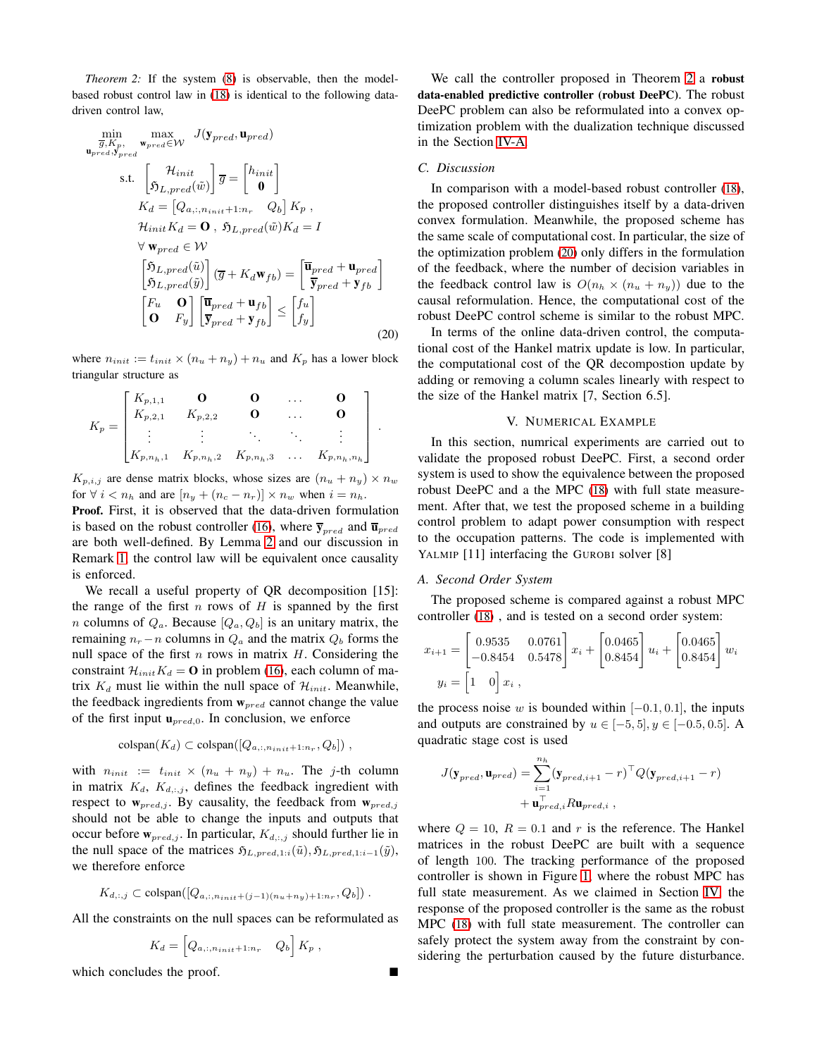*Theorem 2:* If the system (8) is observable, then the model-based robust control law in (18) is identical to the following data-driven control law,

$$
\begin{aligned}
\min_{\substack{\overline{g}, K_p,\\ \mathbf{u}_{pred}, \mathbf{y}_{pred}}} \quad & \max_{\mathbf{w}_{pred} \in \mathcal{W}} \quad J(\mathbf{y}_{pred}, \mathbf{u}_{pred}) \\
\text{s.t.} \quad & \begin{bmatrix} \mathcal{H}_{init} \\ \mathfrak{H}_{L,pred}(\tilde{w}) \end{bmatrix} \overline{g} = \begin{bmatrix} h_{init} \\ \mathbf{0} \end{bmatrix} \\
& K_d = \begin{bmatrix} Q_{a,:,n_{init}+1:n_r} & Q_b \end{bmatrix} K_p \ , \\
& \mathcal{H}_{init} K_d = \mathbf{O} \ , \ \mathfrak{H}_{L,pred}(\tilde{w}) K_d = I \\
& \forall \ \mathbf{w}_{pred} \in \mathcal{W} \\
& \begin{bmatrix} \mathfrak{H}_{L,pred}(\tilde{u}) \\ \mathfrak{H}_{L,pred}(\tilde{y}) \end{bmatrix} (\overline{g} + K_d \mathbf{w}_{fb}) = \begin{bmatrix} \overline{\mathbf{u}}_{pred} + \mathbf{u}_{pred} \\ \overline{\mathbf{y}}_{pred} + \mathbf{y}_{fb} \end{bmatrix} \\
& \begin{bmatrix} F_u & \mathbf{O} \\ \mathbf{O} & F_y \end{bmatrix} \begin{bmatrix} \overline{\mathbf{u}}_{pred} + \mathbf{u}_{fb} \\ \overline{\mathbf{y}}_{pred} + \mathbf{y}_{fb} \end{bmatrix} \leq \begin{bmatrix} f_u \\ f_y \end{bmatrix}
\end{aligned} \tag{20}
$$

where $n_{init} := t_{init} \times (n_u + n_y) + n_u$ and $K_p$ has a lower block triangular structure as

$$
K_p = \begin{bmatrix} K_{p,1,1} & \mathbf{O} & \mathbf{O} & \dots & \mathbf{O} \\ K_{p,2,1} & K_{p,2,2} & \mathbf{O} & \dots & \mathbf{O} \\ \vdots & \vdots & \ddots & \ddots & \vdots \\ K_{p,n_h,1} & K_{p,n_h,2} & K_{p,n_h,3} & \dots & K_{p,n_h,n_h} \end{bmatrix} .
$$

$K_{p,i,j}$ are dense matrix blocks, whose sizes are $(n_u + n_y) \times n_w$ for $\forall \ i < n_h$ and are $[n_y + (n_c - n_r)] \times n_w$ when $i = n_h$.

**Proof.** First, it is observed that the data-driven formulation is based on the robust controller (16), where $\overline{\mathbf{y}}_{pred}$ and $\overline{\mathbf{u}}_{pred}$ are both well-defined. By Lemma 2 and our discussion in Remark 1, the control law will be equivalent once causality is enforced.

We recall a useful property of QR decomposition [15]: the range of the first $n$ rows of $H$ is spanned by the first $n$ columns of $Q_a$. Because $[Q_a, Q_b]$ is an unitary matrix, the remaining $n_r - n$ columns in $Q_a$ and the matrix $Q_b$ forms the null space of the first $n$ rows in matrix $H$. Considering the constraint $\mathcal{H}_{init} K_d = \mathbf{O}$ in problem (16), each column of matrix $K_d$ must lie within the null space of $\mathcal{H}_{init}$. Meanwhile, the feedback ingredients from $\mathbf{w}_{pred}$ cannot change the value of the first input $\mathbf{u}_{pred,0}$. In conclusion, we enforce

$$
\text{colspan}(K_d) \subset \text{colspan}([Q_{a,:,n_{init}+1:n_r}, Q_b]) \ ,
$$

with $n_{init} := t_{init} \times (n_u + n_y) + n_u$. The $j$-th column in matrix $K_d$, $K_{d,:,j}$, defines the feedback ingredient with respect to $\mathbf{w}_{pred,j}$. By causality, the feedback from $\mathbf{w}_{pred,j}$ should not be able to change the inputs and outputs that occur before $\mathbf{w}_{pred,j}$. In particular, $K_{d,:,j}$ should further lie in the null space of the matrices $\mathfrak{H}_{L,pred,1:i}(\tilde{u}), \mathfrak{H}_{L,pred,1:i-1}(\tilde{y})$, we therefore enforce

$$
K_{d,:,j} \subset \text{colspan}([Q_{a,:,n_{init}+(j-1)(n_u+n_y)+1:n_r}, Q_b]) \ .
$$

All the constraints on the null spaces can be reformulated as

$$
K_d = \begin{bmatrix} Q_{a,:,n_{init}+1:n_r} & Q_b \end{bmatrix} K_p \ ,
$$

which concludes the proof. ■

We call the controller proposed in Theorem 2 a **robust data-enabled predictive controller (robust DeePC)**. The robust DeePC problem can also be reformulated into a convex optimization problem with the dualization technique discussed in the Section IV-A.

### C. Discussion

In comparison with a model-based robust controller (18), the proposed controller distinguishes itself by a data-driven convex formulation. Meanwhile, the proposed scheme has the same scale of computational cost. In particular, the size of the optimization problem (20) only differs in the formulation of the feedback, where the number of decision variables in the feedback control law is $O(n_h \times (n_u + n_y))$ due to the causal reformulation. Hence, the computational cost of the robust DeePC control scheme is similar to the robust MPC.

In terms of the online data-driven control, the computational cost of the Hankel matrix update is low. In particular, the computational cost of the QR decompostion update by adding or removing a column scales linearly with respect to the size of the Hankel matrix [7, Section 6.5].

## V. Numerical Example

In this section, numrical experiments are carried out to validate the proposed robust DeePC. First, a second order system is used to show the equivalence between the proposed robust DeePC and a the MPC (18) with full state measurement. After that, we test the proposed scheme in a building control problem to adapt power consumption with respect to the occupation patterns. The code is implemented with YALMIP [11] interfacing the GUROBI solver [8]

### A. Second Order System

The proposed scheme is compared against a robust MPC controller (18) , and is tested on a second order system:

$$
\begin{aligned}
x_{i+1} &= \begin{bmatrix} 0.9535 & 0.0761 \\ -0.8454 & 0.5478 \end{bmatrix} x_i + \begin{bmatrix} 0.0465 \\ 0.8454 \end{bmatrix} u_i + \begin{bmatrix} 0.0465 \\ 0.8454 \end{bmatrix} w_i \\
y_i &= \begin{bmatrix} 1 & 0 \end{bmatrix} x_i \ ,
\end{aligned}
$$

the process noise $w$ is bounded within $[-0.1, 0.1]$, the inputs and outputs are constrained by $u \in [-5, 5], y \in [-0.5, 0.5]$. A quadratic stage cost is used

$$
\begin{aligned}
J(\mathbf{y}_{pred}, \mathbf{u}_{pred}) = & \sum_{i=1}^{n_h} (\mathbf{y}_{pred,i+1} - r)^\top Q (\mathbf{y}_{pred,i+1} - r) \\
& + \mathbf{u}_{pred,i}^\top R \mathbf{u}_{pred,i} \ ,
\end{aligned}
$$

where $Q = 10$, $R = 0.1$ and $r$ is the reference. The Hankel matrices in the robust DeePC are built with a sequence of length 100. The tracking performance of the proposed controller is shown in Figure 1, where the robust MPC has full state measurement. As we claimed in Section IV, the response of the proposed controller is the same as the robust MPC (18) with full state measurement. The controller can safely protect the system away from the constraint by considering the perturbation caused by the future disturbance.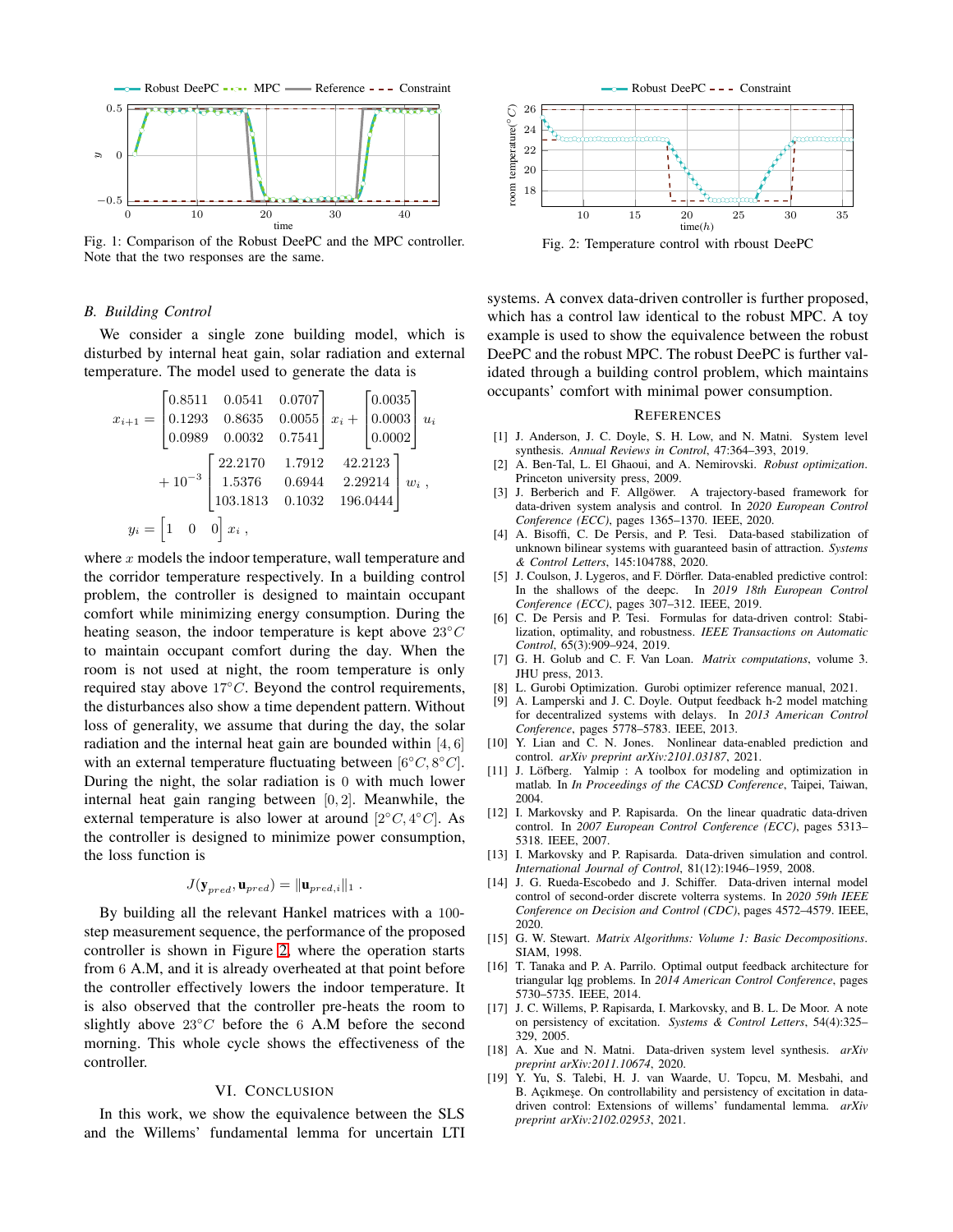Fig. 1: Comparison of the Robust DeePC and the MPC controller. Note that the two responses are the same.

Fig. 2: Temperature control with rboust DeePC

### B. Building Control

We consider a single zone building model, which is disturbed by internal heat gain, solar radiation and external temperature. The model used to generate the data is

$$
\begin{aligned}
x_{i+1} &= \begin{bmatrix} 0.8511 & 0.0541 & 0.0707 \\ 0.1293 & 0.8635 & 0.0055 \\ 0.0989 & 0.0032 & 0.7541 \end{bmatrix} x_i + \begin{bmatrix} 0.0035 \\ 0.0003 \\ 0.0002 \end{bmatrix} u_i \\
&+ 10^{-3} \begin{bmatrix} 22.2170 & 1.7912 & 42.2123 \\ 1.5376 & 0.6944 & 2.29214 \\ 103.1813 & 0.1032 & 196.0444 \end{bmatrix} w_i \,, \\
y_i &= \begin{bmatrix} 1 & 0 & 0 \end{bmatrix} x_i \,,
\end{aligned}
$$

where $x$ models the indoor temperature, wall temperature and the corridor temperature respectively. In a building control problem, the controller is designed to maintain occupant comfort while minimizing energy consumption. During the heating season, the indoor temperature is kept above $23^{\circ}C$ to maintain occupant comfort during the day. When the room is not used at night, the room temperature is only required stay above $17^{\circ}C$. Beyond the control requirements, the disturbances also show a time dependent pattern. Without loss of generality, we assume that during the day, the solar radiation and the internal heat gain are bounded within $[4, 6]$ with an external temperature fluctuating between $[6^{\circ}C, 8^{\circ}C]$. During the night, the solar radiation is $0$ with much lower internal heat gain ranging between $[0, 2]$. Meanwhile, the external temperature is also lower at around $[2^{\circ}C, 4^{\circ}C]$. As the controller is designed to minimize power consumption, the loss function is

$$
J(\mathbf{y}_{pred}, \mathbf{u}_{pred}) = \|\mathbf{u}_{pred,i}\|_1 \,.
$$

By building all the relevant Hankel matrices with a 100-step measurement sequence, the performance of the proposed controller is shown in Figure 2, where the operation starts from 6 A.M, and it is already overheated at that point before the controller effectively lowers the indoor temperature. It is also observed that the controller pre-heats the room to slightly above $23^{\circ}C$ before the 6 A.M before the second morning. This whole cycle shows the effectiveness of the controller.

## VI. Conclusion

In this work, we show the equivalence between the SLS and the Willems' fundamental lemma for uncertain LTI systems. A convex data-driven controller is further proposed, which has a control law identical to the robust MPC. A toy example is used to show the equivalence between the robust DeePC and the robust MPC. The robust DeePC is further validated through a building control problem, which maintains occupants' comfort with minimal power consumption.

## References

[1] J. Anderson, J. C. Doyle, S. H. Low, and N. Matni. System level synthesis. *Annual Reviews in Control*, 47:364–393, 2019.

[2] A. Ben-Tal, L. El Ghaoui, and A. Nemirovski. *Robust optimization*. Princeton university press, 2009.

[3] J. Berberich and F. Allgöwer. A trajectory-based framework for data-driven system analysis and control. In *2020 European Control Conference (ECC)*, pages 1365–1370. IEEE, 2020.

[4] A. Bisoffi, C. De Persis, and P. Tesi. Data-based stabilization of unknown bilinear systems with guaranteed basin of attraction. *Systems & Control Letters*, 145:104788, 2020.

[5] J. Coulson, J. Lygeros, and F. Dörfler. Data-enabled predictive control: In the shallows of the deepc. In *2019 18th European Control Conference (ECC)*, pages 307–312. IEEE, 2019.

[6] C. De Persis and P. Tesi. Formulas for data-driven control: Stabilization, optimality, and robustness. *IEEE Transactions on Automatic Control*, 65(3):909–924, 2019.

[7] G. H. Golub and C. F. Van Loan. *Matrix computations*, volume 3. JHU press, 2013.

[8] L. Gurobi Optimization. Gurobi optimizer reference manual, 2021.

[9] A. Lamperski and J. C. Doyle. Output feedback h-2 model matching for decentralized systems with delays. In *2013 American Control Conference*, pages 5778–5783. IEEE, 2013.

[10] Y. Lian and C. N. Jones. Nonlinear data-enabled prediction and control. *arXiv preprint arXiv:2101.03187*, 2021.

[11] J. Löfberg. Yalmip : A toolbox for modeling and optimization in matlab. In *In Proceedings of the CACSD Conference*, Taipei, Taiwan, 2004.

[12] I. Markovsky and P. Rapisarda. On the linear quadratic data-driven control. In *2007 European Control Conference (ECC)*, pages 5313–5318. IEEE, 2007.

[13] I. Markovsky and P. Rapisarda. Data-driven simulation and control. *International Journal of Control*, 81(12):1946–1959, 2008.

[14] J. G. Rueda-Escobedo and J. Schiffer. Data-driven internal model control of second-order discrete volterra systems. In *2020 59th IEEE Conference on Decision and Control (CDC)*, pages 4572–4579. IEEE, 2020.

[15] G. W. Stewart. *Matrix Algorithms: Volume 1: Basic Decompositions*. SIAM, 1998.

[16] T. Tanaka and P. A. Parrilo. Optimal output feedback architecture for triangular lqg problems. In *2014 American Control Conference*, pages 5730–5735. IEEE, 2014.

[17] J. C. Willems, P. Rapisarda, I. Markovsky, and B. L. De Moor. A note on persistency of excitation. *Systems & Control Letters*, 54(4):325–329, 2005.

[18] A. Xue and N. Matni. Data-driven system level synthesis. *arXiv preprint arXiv:2011.10674*, 2020.

[19] Y. Yu, S. Talebi, H. J. van Waarde, U. Topcu, M. Mesbahi, and B. Açıkmeşe. On controllability and persistency of excitation in data-driven control: Extensions of willems' fundamental lemma. *arXiv preprint arXiv:2102.02953*, 2021.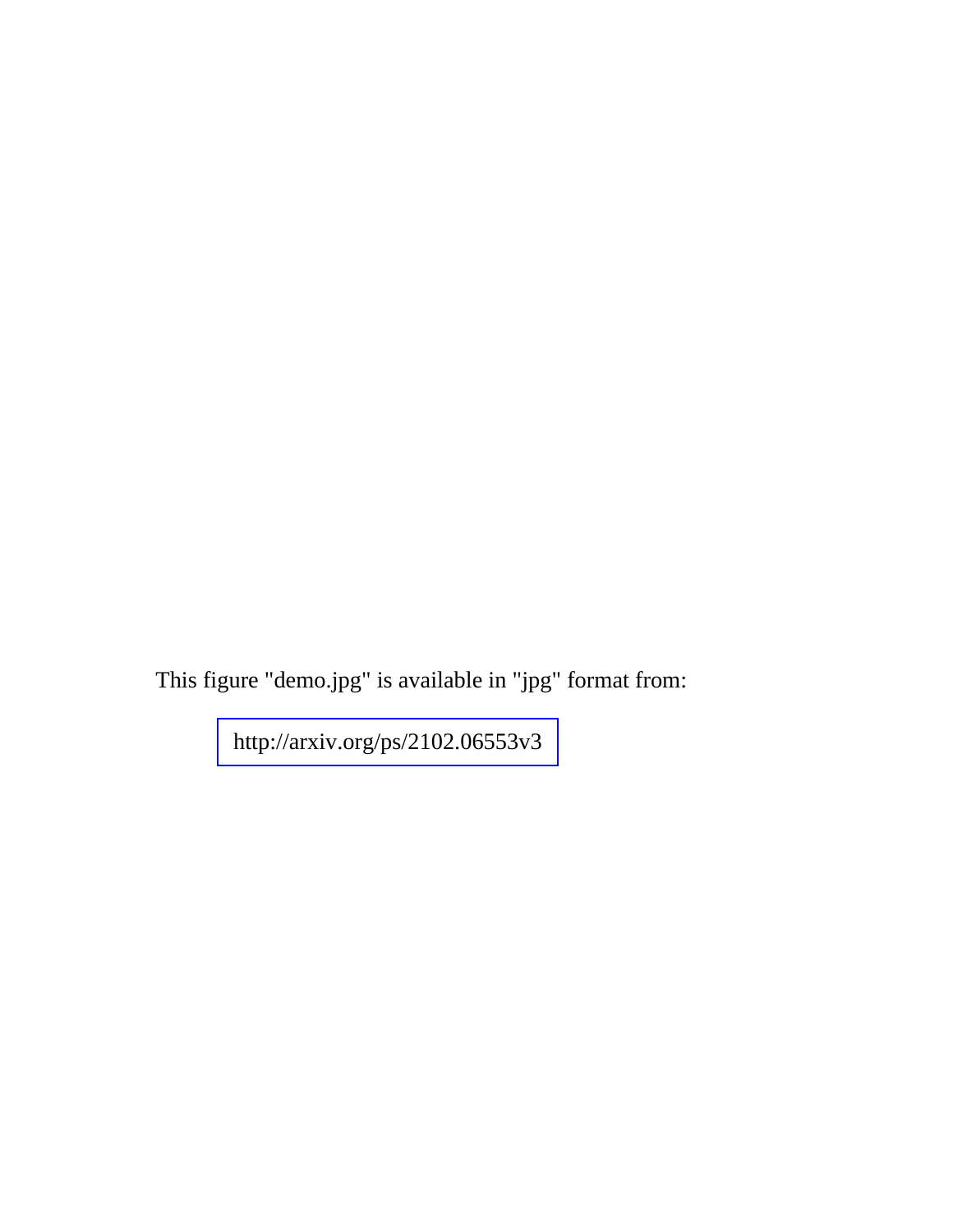This figure "demo.jpg" is available in "jpg" format from:

http://arxiv.org/ps/2102.06553v3